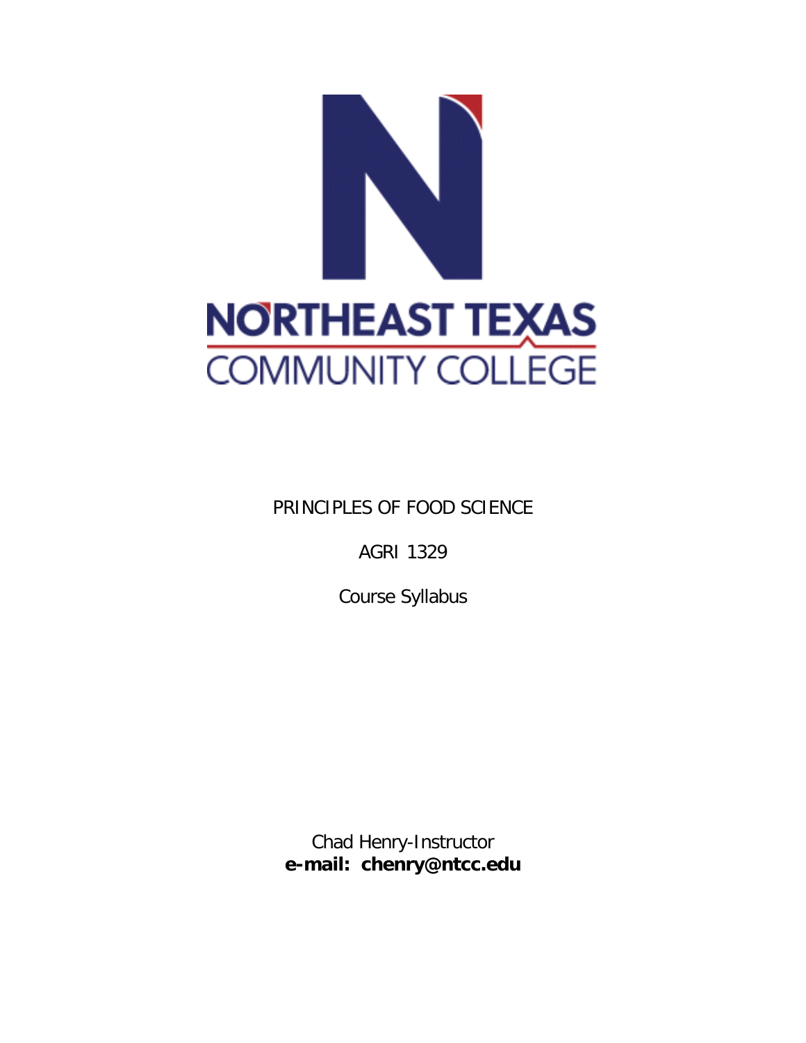NORTHEAST TEXAS
COMMUNITY COLLEGE

PRINCIPLES OF FOOD SCIENCE

AGRI 1329

Course Syllabus

Chad Henry-Instructor
**e-mail: chenry@ntcc.edu**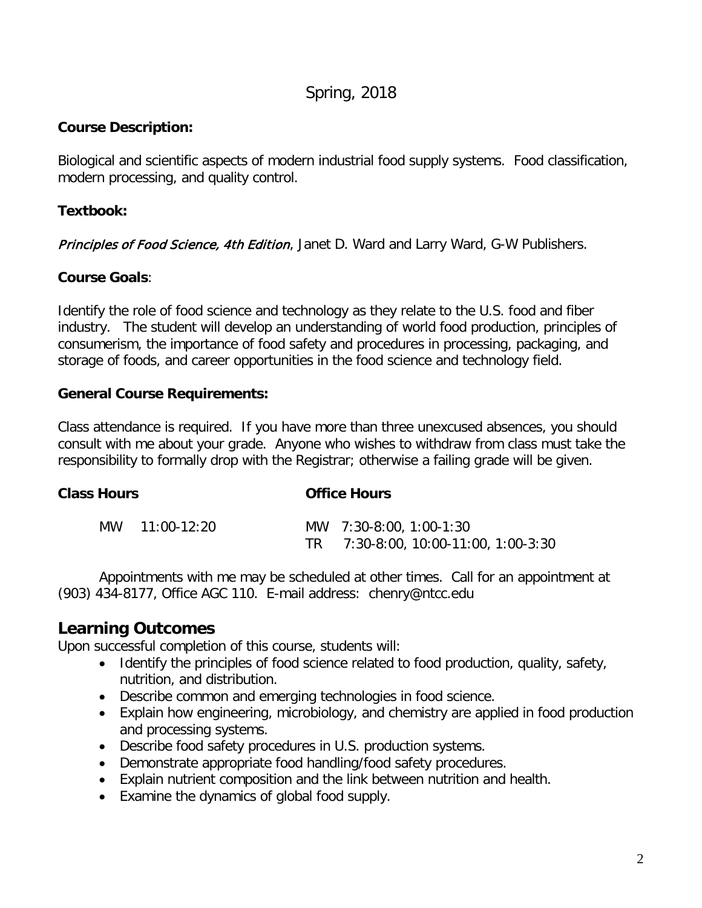Spring, 2018

**Course Description:**

Biological and scientific aspects of modern industrial food supply systems. Food classification, modern processing, and quality control.

**Textbook:**

*Principles of Food Science, 4th Edition*, Janet D. Ward and Larry Ward, G-W Publishers.

**Course Goals**:

Identify the role of food science and technology as they relate to the U.S. food and fiber industry. The student will develop an understanding of world food production, principles of consumerism, the importance of food safety and procedures in processing, packaging, and storage of foods, and career opportunities in the food science and technology field.

**General Course Requirements:**

Class attendance is required. If you have more than three unexcused absences, you should consult with me about your grade. Anyone who wishes to withdraw from class must take the responsibility to formally drop with the Registrar; otherwise a failing grade will be given.

| **Class Hours** | **Office Hours** |
|---|---|
| MW 11:00-12:20 | MW 7:30-8:00, 1:00-1:30 |
| | TR 7:30-8:00, 10:00-11:00, 1:00-3:30 |

Appointments with me may be scheduled at other times. Call for an appointment at (903) 434-8177, Office AGC 110. E-mail address: chenry@ntcc.edu

## Learning Outcomes

Upon successful completion of this course, students will:

- Identify the principles of food science related to food production, quality, safety, nutrition, and distribution.
- Describe common and emerging technologies in food science.
- Explain how engineering, microbiology, and chemistry are applied in food production and processing systems.
- Describe food safety procedures in U.S. production systems.
- Demonstrate appropriate food handling/food safety procedures.
- Explain nutrient composition and the link between nutrition and health.
- Examine the dynamics of global food supply.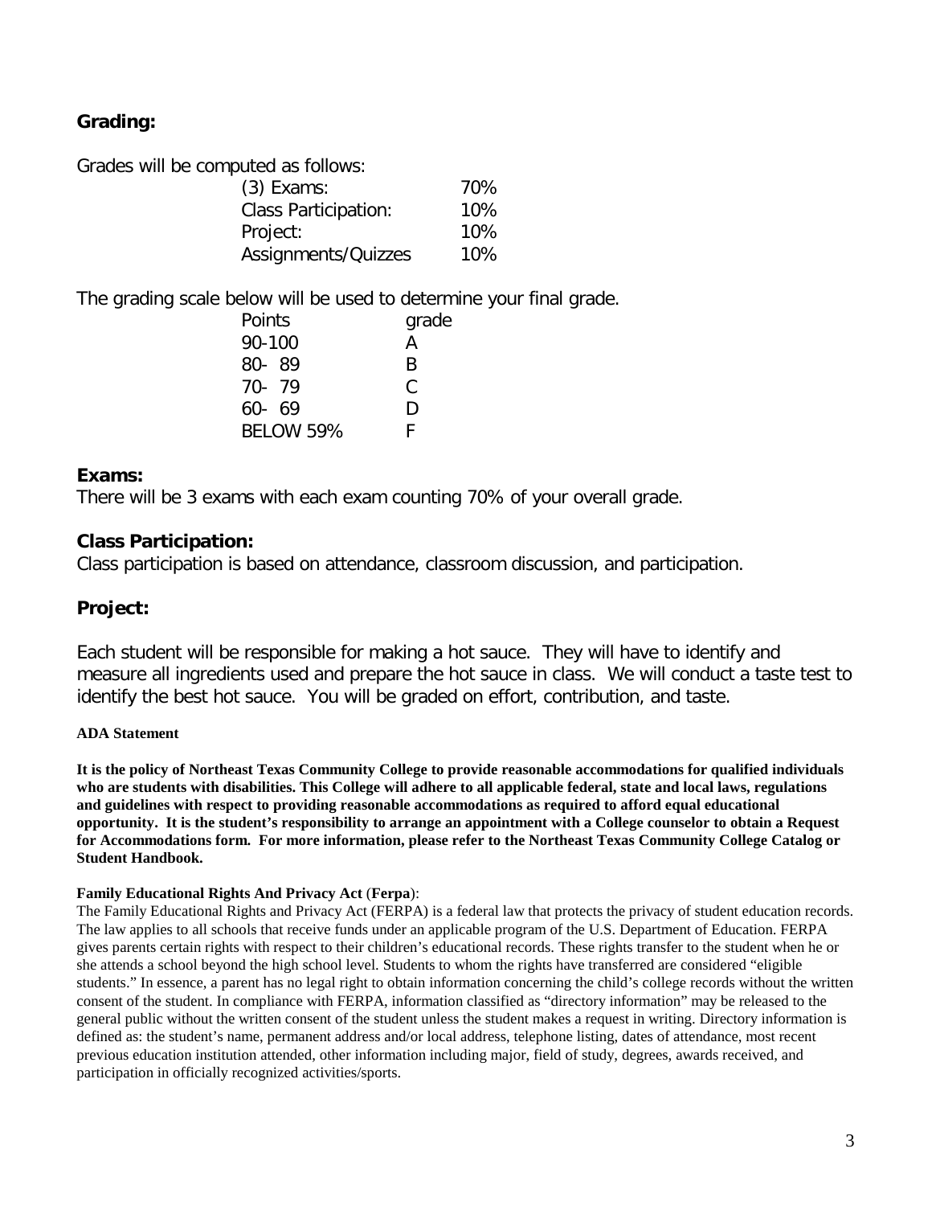## Grading:

Grades will be computed as follows:

| | |
|---|---|
| (3) Exams: | 70% |
| Class Participation: | 10% |
| Project: | 10% |
| Assignments/Quizzes | 10% |

The grading scale below will be used to determine your final grade.

| Points | grade |
|---|---|
| 90-100 | A |
| 80- 89 | B |
| 70- 79 | C |
| 60- 69 | D |
| BELOW 59% | F |

## Exams:

There will be 3 exams with each exam counting 70% of your overall grade.

## Class Participation:

Class participation is based on attendance, classroom discussion, and participation.

## Project:

Each student will be responsible for making a hot sauce. They will have to identify and measure all ingredients used and prepare the hot sauce in class. We will conduct a taste test to identify the best hot sauce. You will be graded on effort, contribution, and taste.

**ADA Statement**

**It is the policy of Northeast Texas Community College to provide reasonable accommodations for qualified individuals who are students with disabilities. This College will adhere to all applicable federal, state and local laws, regulations and guidelines with respect to providing reasonable accommodations as required to afford equal educational opportunity. It is the student's responsibility to arrange an appointment with a College counselor to obtain a Request for Accommodations form. For more information, please refer to the Northeast Texas Community College Catalog or Student Handbook.**

**Family Educational Rights And Privacy Act** (**Ferpa**):

The Family Educational Rights and Privacy Act (FERPA) is a federal law that protects the privacy of student education records. The law applies to all schools that receive funds under an applicable program of the U.S. Department of Education. FERPA gives parents certain rights with respect to their children's educational records. These rights transfer to the student when he or she attends a school beyond the high school level. Students to whom the rights have transferred are considered "eligible students." In essence, a parent has no legal right to obtain information concerning the child's college records without the written consent of the student. In compliance with FERPA, information classified as "directory information" may be released to the general public without the written consent of the student unless the student makes a request in writing. Directory information is defined as: the student's name, permanent address and/or local address, telephone listing, dates of attendance, most recent previous education institution attended, other information including major, field of study, degrees, awards received, and participation in officially recognized activities/sports.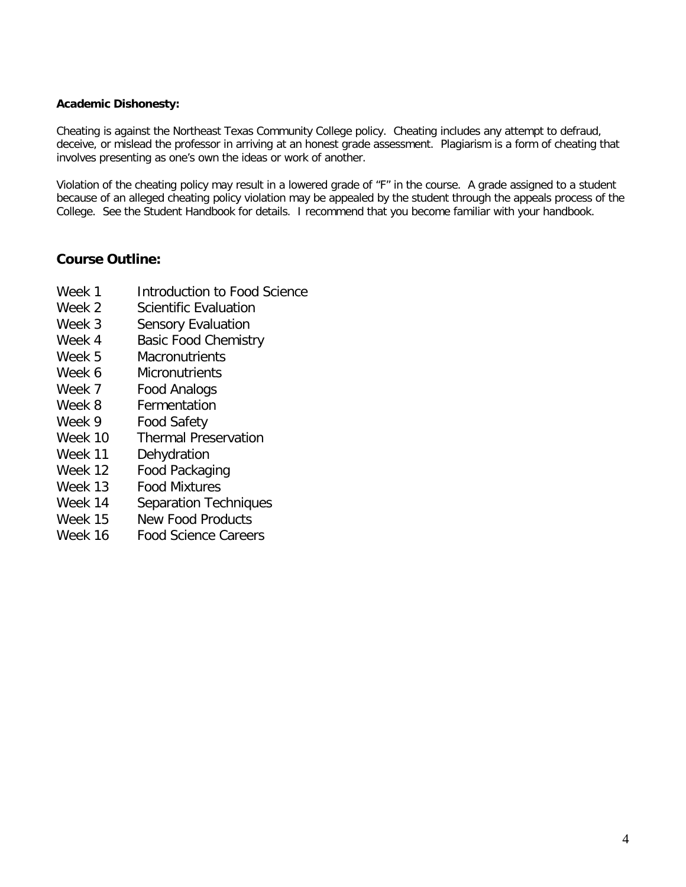**Academic Dishonesty:**

Cheating is against the Northeast Texas Community College policy. Cheating includes any attempt to defraud, deceive, or mislead the professor in arriving at an honest grade assessment. Plagiarism is a form of cheating that involves presenting as one's own the ideas or work of another.

Violation of the cheating policy may result in a lowered grade of "F" in the course. A grade assigned to a student because of an alleged cheating policy violation may be appealed by the student through the appeals process of the College. See the Student Handbook for details. I recommend that you become familiar with your handbook.

## Course Outline:

| | |
|---|---|
| Week 1 | Introduction to Food Science |
| Week 2 | Scientific Evaluation |
| Week 3 | Sensory Evaluation |
| Week 4 | Basic Food Chemistry |
| Week 5 | Macronutrients |
| Week 6 | Micronutrients |
| Week 7 | Food Analogs |
| Week 8 | Fermentation |
| Week 9 | Food Safety |
| Week 10 | Thermal Preservation |
| Week 11 | Dehydration |
| Week 12 | Food Packaging |
| Week 13 | Food Mixtures |
| Week 14 | Separation Techniques |
| Week 15 | New Food Products |
| Week 16 | Food Science Careers |